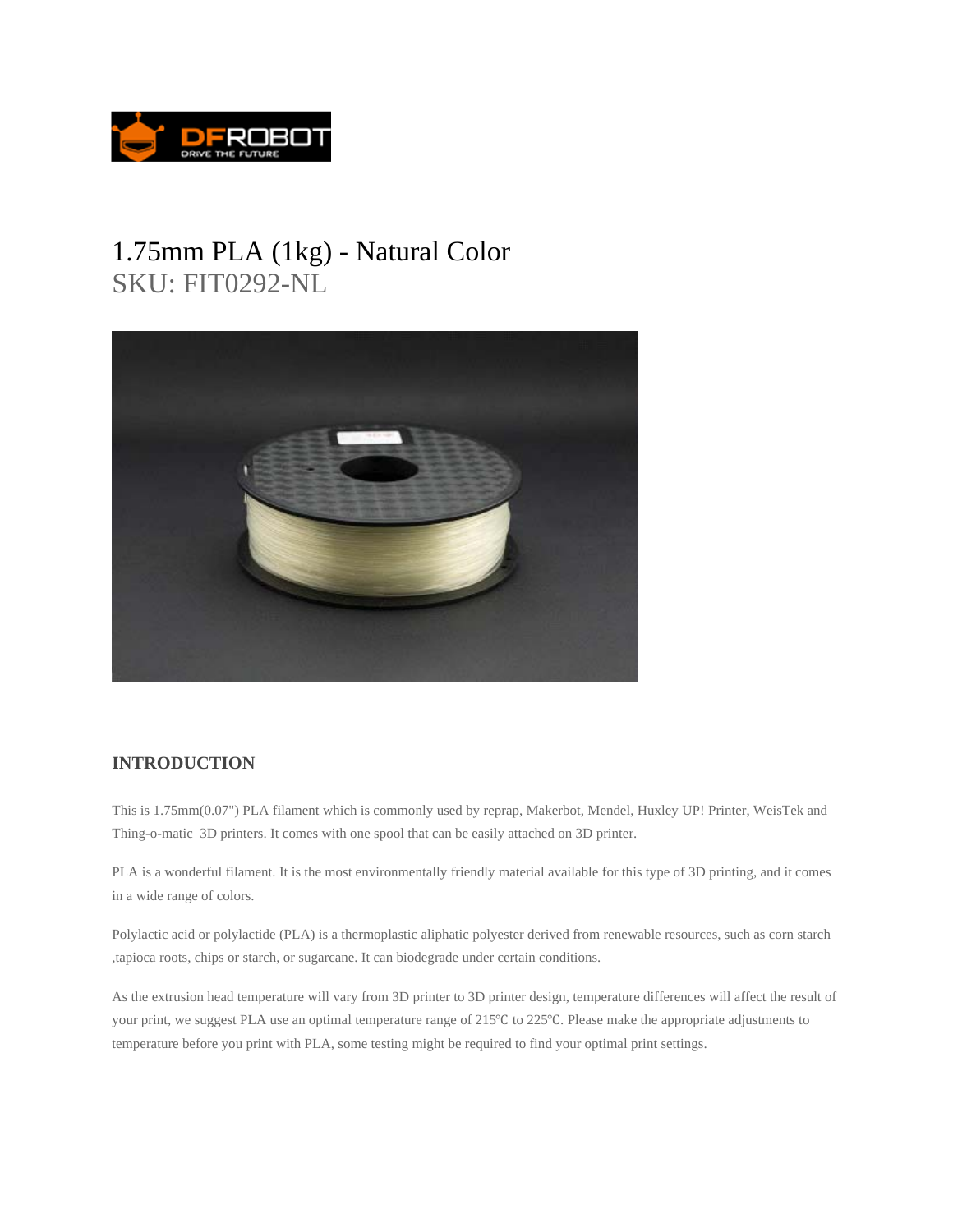# 1.75mm PLA (1kg) - Natural Color

SKU: FIT0292-NL

## INTRODUCTION

This is 1.75mm(0.07") PLA filament which is commonly used by reprap, Makerbot, Mendel, Huxley UP! Printer, WeisTek and Thing-o-matic 3D printers. It comes with one spool that can be easily attached on 3D printer.

PLA is a wonderful filament. It is the most environmentally friendly material available for this type of 3D printing, and it comes in a wide range of colors.

Polylactic acid or polylactide (PLA) is a thermoplastic aliphatic polyester derived from renewable resources, such as corn starch ,tapioca roots, chips or starch, or sugarcane. It can biodegrade under certain conditions.

As the extrusion head temperature will vary from 3D printer to 3D printer design, temperature differences will affect the result of your print, we suggest PLA use an optimal temperature range of 215℃ to 225℃. Please make the appropriate adjustments to temperature before you print with PLA, some testing might be required to find your optimal print settings.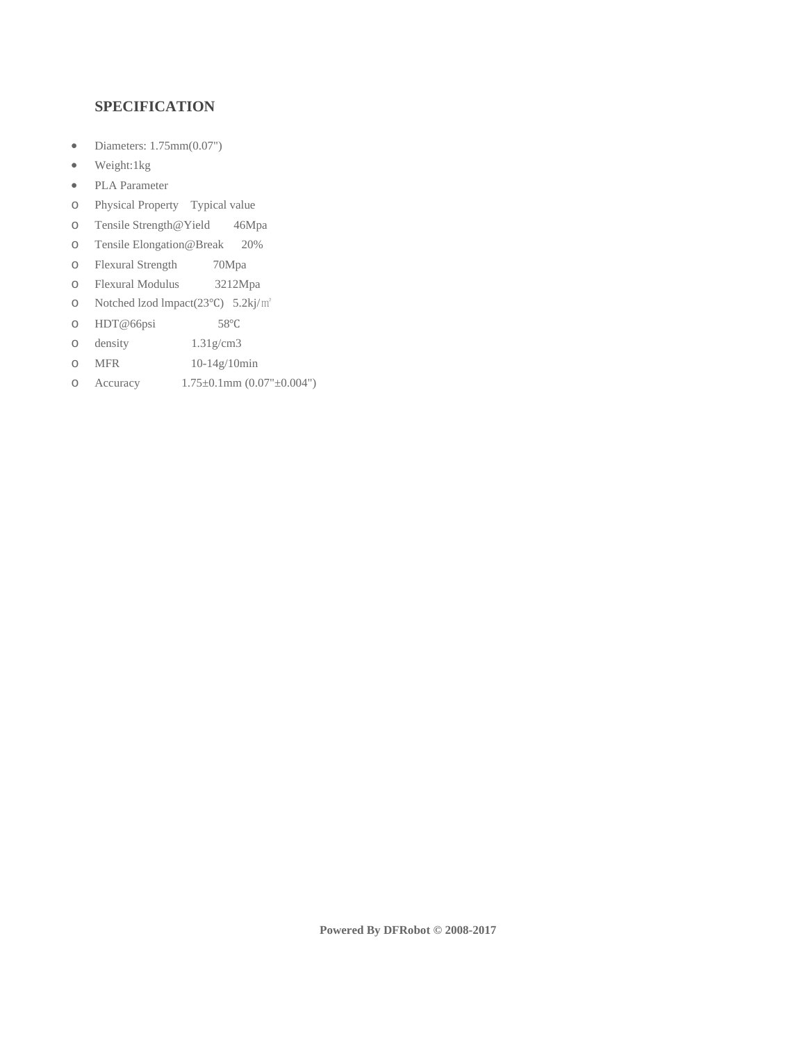## SPECIFICATION

- Diameters: 1.75mm(0.07")
- Weight:1kg
- PLA Parameter
  - Physical Property Typical value
  - Tensile Strength@Yield 46Mpa
  - Tensile Elongation@Break 20%
  - Flexural Strength 70Mpa
  - Flexural Modulus 3212Mpa
  - Notched lzod lmpact(23℃) 5.2kj/㎡
  - HDT@66psi 58℃
  - density 1.31g/cm3
  - MFR 10-14g/10min
  - Accuracy 1.75±0.1mm (0.07"±0.004")